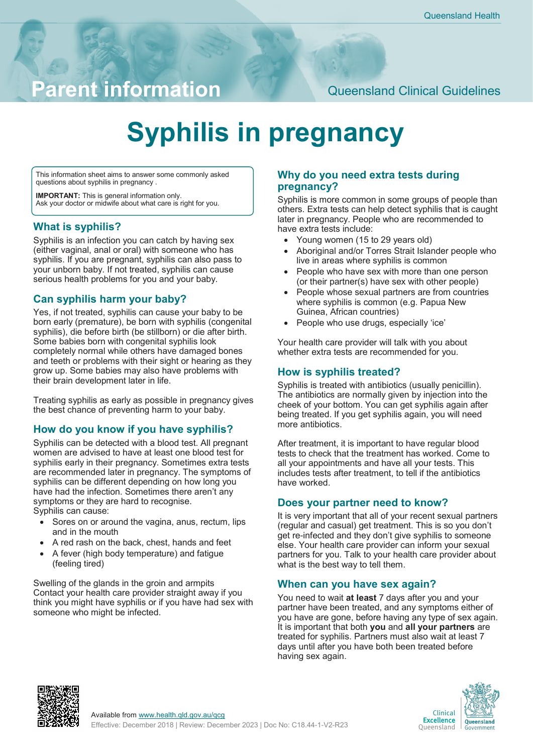Parent information

Queensland Clinical Guidelines

# Syphilis in pregnancy

This information sheet aims to answer some commonly asked questions about syphilis in pregnancy .

**IMPORTANT:** This is general information only.
Ask your doctor or midwife about what care is right for you.

## What is syphilis?

Syphilis is an infection you can catch by having sex (either vaginal, anal or oral) with someone who has syphilis. If you are pregnant, syphilis can also pass to your unborn baby. If not treated, syphilis can cause serious health problems for you and your baby.

## Can syphilis harm your baby?

Yes, if not treated, syphilis can cause your baby to be born early (premature), be born with syphilis (congenital syphilis), die before birth (be stillborn) or die after birth. Some babies born with congenital syphilis look completely normal while others have damaged bones and teeth or problems with their sight or hearing as they grow up. Some babies may also have problems with their brain development later in life.

Treating syphilis as early as possible in pregnancy gives the best chance of preventing harm to your baby.

## How do you know if you have syphilis?

Syphilis can be detected with a blood test. All pregnant women are advised to have at least one blood test for syphilis early in their pregnancy. Sometimes extra tests are recommended later in pregnancy. The symptoms of syphilis can be different depending on how long you have had the infection. Sometimes there aren't any symptoms or they are hard to recognise.
Syphilis can cause:

- Sores on or around the vagina, anus, rectum, lips and in the mouth
- A red rash on the back, chest, hands and feet
- A fever (high body temperature) and fatigue (feeling tired)

Swelling of the glands in the groin and armpits
Contact your health care provider straight away if you think you might have syphilis or if you have had sex with someone who might be infected.

## Why do you need extra tests during pregnancy?

Syphilis is more common in some groups of people than others. Extra tests can help detect syphilis that is caught later in pregnancy. People who are recommended to have extra tests include:

- Young women (15 to 29 years old)
- Aboriginal and/or Torres Strait Islander people who live in areas where syphilis is common
- People who have sex with more than one person (or their partner(s) have sex with other people)
- People whose sexual partners are from countries where syphilis is common (e.g. Papua New Guinea, African countries)
- People who use drugs, especially 'ice'

Your health care provider will talk with you about whether extra tests are recommended for you.

## How is syphilis treated?

Syphilis is treated with antibiotics (usually penicillin). The antibiotics are normally given by injection into the cheek of your bottom. You can get syphilis again after being treated. If you get syphilis again, you will need more antibiotics.

After treatment, it is important to have regular blood tests to check that the treatment has worked. Come to all your appointments and have all your tests. This includes tests after treatment, to tell if the antibiotics have worked.

## Does your partner need to know?

It is very important that all of your recent sexual partners (regular and casual) get treatment. This is so you don't get re-infected and they don't give syphilis to someone else. Your health care provider can inform your sexual partners for you. Talk to your health care provider about what is the best way to tell them.

## When can you have sex again?

You need to wait **at least** 7 days after you and your partner have been treated, and any symptoms either of you have are gone, before having any type of sex again. It is important that both **you** and **all your partners** are treated for syphilis. Partners must also wait at least 7 days until after you have both been treated before having sex again.

Available from www.health.qld.gov.au/qcg
Effective: December 2018 | Review: December 2023 | Doc No: C18.44-1-V2-R23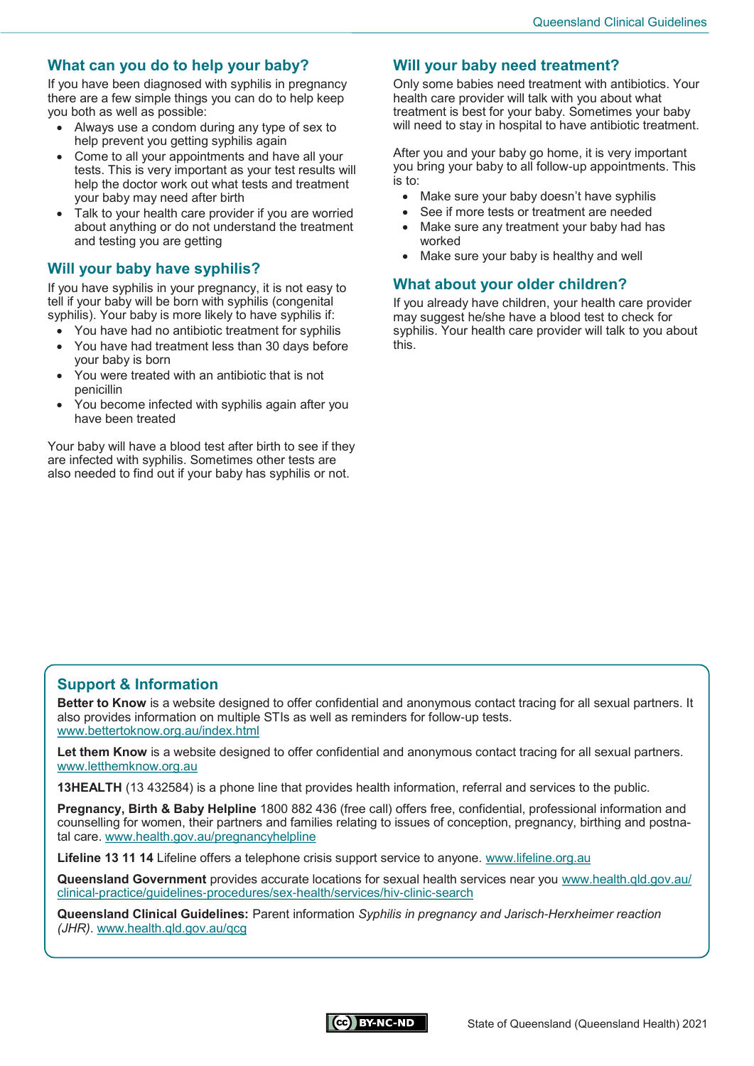## What can you do to help your baby?

If you have been diagnosed with syphilis in pregnancy there are a few simple things you can do to help keep you both as well as possible:

- Always use a condom during any type of sex to help prevent you getting syphilis again
- Come to all your appointments and have all your tests. This is very important as your test results will help the doctor work out what tests and treatment your baby may need after birth
- Talk to your health care provider if you are worried about anything or do not understand the treatment and testing you are getting

## Will your baby have syphilis?

If you have syphilis in your pregnancy, it is not easy to tell if your baby will be born with syphilis (congenital syphilis). Your baby is more likely to have syphilis if:

- You have had no antibiotic treatment for syphilis
- You have had treatment less than 30 days before your baby is born
- You were treated with an antibiotic that is not penicillin
- You become infected with syphilis again after you have been treated

Your baby will have a blood test after birth to see if they are infected with syphilis. Sometimes other tests are also needed to find out if your baby has syphilis or not.

## Will your baby need treatment?

Only some babies need treatment with antibiotics. Your health care provider will talk with you about what treatment is best for your baby. Sometimes your baby will need to stay in hospital to have antibiotic treatment.

After you and your baby go home, it is very important you bring your baby to all follow-up appointments. This is to:

- Make sure your baby doesn't have syphilis
- See if more tests or treatment are needed
- Make sure any treatment your baby had has worked
- Make sure your baby is healthy and well

## What about your older children?

If you already have children, your health care provider may suggest he/she have a blood test to check for syphilis. Your health care provider will talk to you about this.

## Support & Information

**Better to Know** is a website designed to offer confidential and anonymous contact tracing for all sexual partners. It also provides information on multiple STIs as well as reminders for follow-up tests. www.bettertoknow.org.au/index.html

**Let them Know** is a website designed to offer confidential and anonymous contact tracing for all sexual partners. www.letthemknow.org.au

**13HEALTH** (13 432584) is a phone line that provides health information, referral and services to the public.

**Pregnancy, Birth & Baby Helpline** 1800 882 436 (free call) offers free, confidential, professional information and counselling for women, their partners and families relating to issues of conception, pregnancy, birthing and postnatal care. www.health.gov.au/pregnancyhelpline

**Lifeline 13 11 14** Lifeline offers a telephone crisis support service to anyone. www.lifeline.org.au

**Queensland Government** provides accurate locations for sexual health services near you www.health.qld.gov.au/clinical-practice/guidelines-procedures/sex-health/services/hiv-clinic-search

**Queensland Clinical Guidelines:** Parent information *Syphilis in pregnancy and Jarisch-Herxheimer reaction (JHR)*. www.health.qld.gov.au/qcg

State of Queensland (Queensland Health) 2021